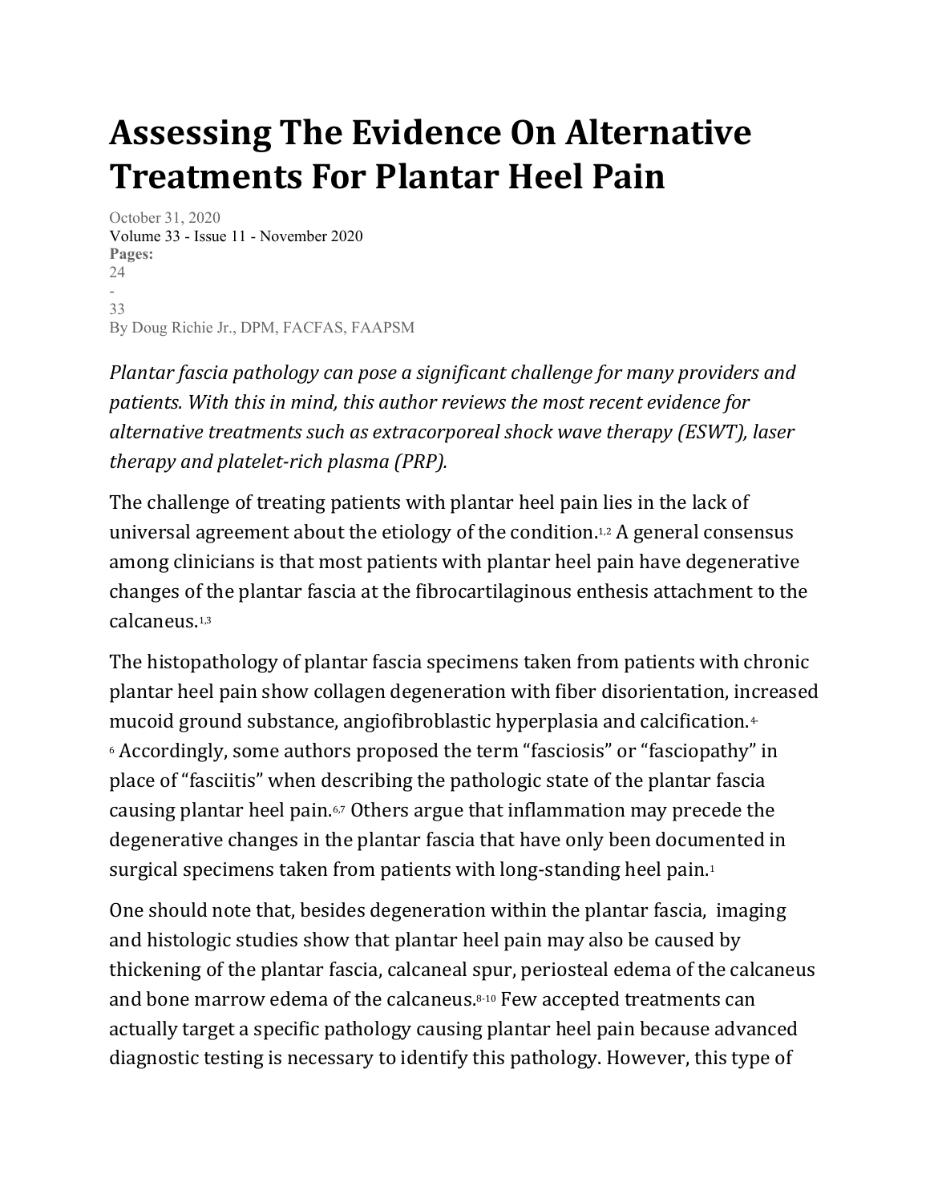# Assessing The Evidence On Alternative Treatments For Plantar Heel Pain

October 31, 2020
Volume 33 - Issue 11 - November 2020
**Pages:**
24
-
33
By Doug Richie Jr., DPM, FACFAS, FAAPSM

*Plantar fascia pathology can pose a significant challenge for many providers and patients. With this in mind, this author reviews the most recent evidence for alternative treatments such as extracorporeal shock wave therapy (ESWT), laser therapy and platelet-rich plasma (PRP).*

The challenge of treating patients with plantar heel pain lies in the lack of universal agreement about the etiology of the condition.[1,2] A general consensus among clinicians is that most patients with plantar heel pain have degenerative changes of the plantar fascia at the fibrocartilaginous enthesis attachment to the calcaneus.[1,3]

The histopathology of plantar fascia specimens taken from patients with chronic plantar heel pain show collagen degeneration with fiber disorientation, increased mucoid ground substance, angiofibroblastic hyperplasia and calcification.[4-6] Accordingly, some authors proposed the term "fasciosis" or "fasciopathy" in place of "fasciitis" when describing the pathologic state of the plantar fascia causing plantar heel pain.[6,7] Others argue that inflammation may precede the degenerative changes in the plantar fascia that have only been documented in surgical specimens taken from patients with long-standing heel pain.[1]

One should note that, besides degeneration within the plantar fascia, imaging and histologic studies show that plantar heel pain may also be caused by thickening of the plantar fascia, calcaneal spur, periosteal edema of the calcaneus and bone marrow edema of the calcaneus.[8-10] Few accepted treatments can actually target a specific pathology causing plantar heel pain because advanced diagnostic testing is necessary to identify this pathology. However, this type of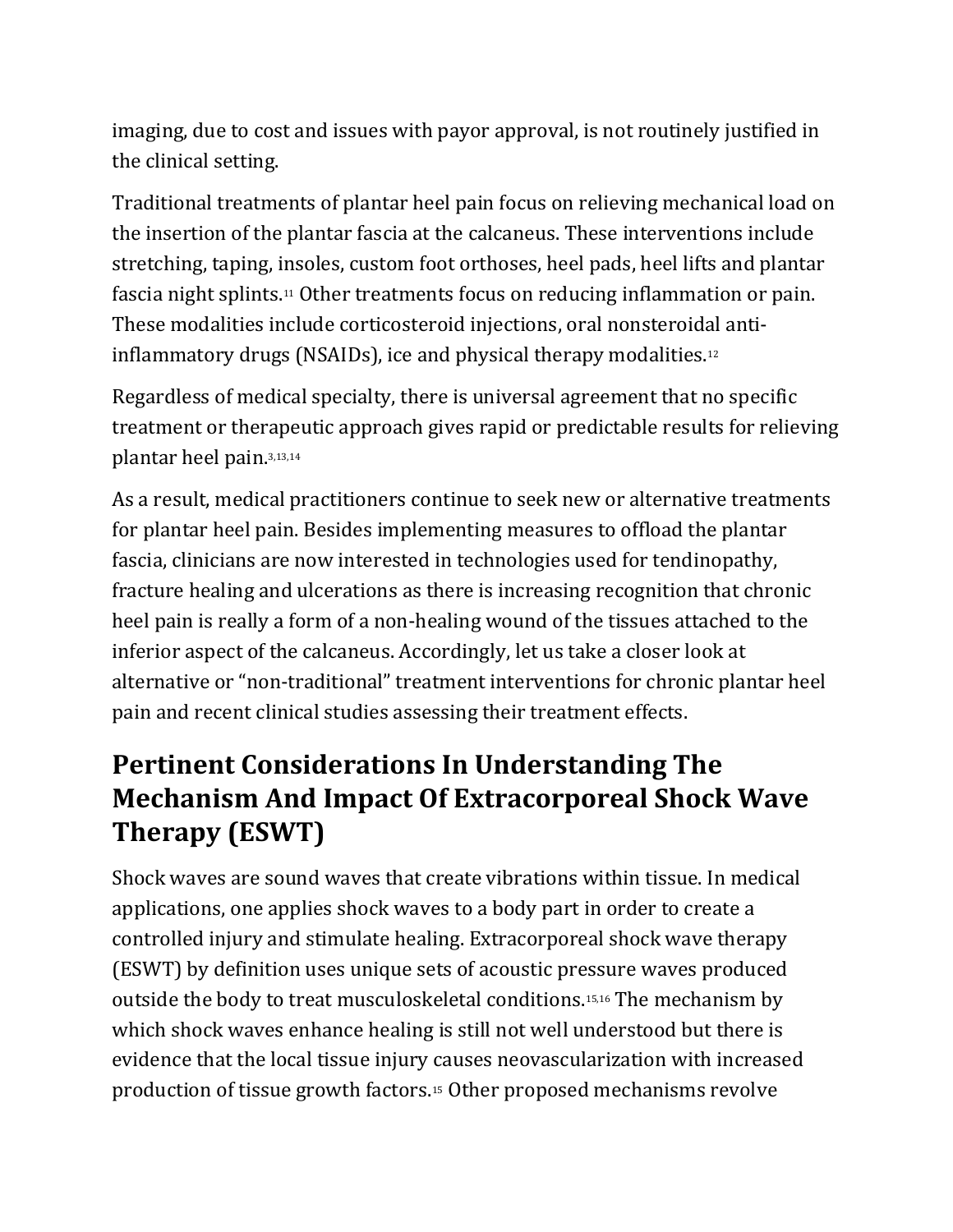imaging, due to cost and issues with payor approval, is not routinely justified in the clinical setting.

Traditional treatments of plantar heel pain focus on relieving mechanical load on the insertion of the plantar fascia at the calcaneus. These interventions include stretching, taping, insoles, custom foot orthoses, heel pads, heel lifts and plantar fascia night splints.[11] Other treatments focus on reducing inflammation or pain. These modalities include corticosteroid injections, oral nonsteroidal anti-inflammatory drugs (NSAIDs), ice and physical therapy modalities.[12]

Regardless of medical specialty, there is universal agreement that no specific treatment or therapeutic approach gives rapid or predictable results for relieving plantar heel pain.[3,13,14]

As a result, medical practitioners continue to seek new or alternative treatments for plantar heel pain. Besides implementing measures to offload the plantar fascia, clinicians are now interested in technologies used for tendinopathy, fracture healing and ulcerations as there is increasing recognition that chronic heel pain is really a form of a non-healing wound of the tissues attached to the inferior aspect of the calcaneus. Accordingly, let us take a closer look at alternative or "non-traditional" treatment interventions for chronic plantar heel pain and recent clinical studies assessing their treatment effects.

## Pertinent Considerations In Understanding The Mechanism And Impact Of Extracorporeal Shock Wave Therapy (ESWT)

Shock waves are sound waves that create vibrations within tissue. In medical applications, one applies shock waves to a body part in order to create a controlled injury and stimulate healing. Extracorporeal shock wave therapy (ESWT) by definition uses unique sets of acoustic pressure waves produced outside the body to treat musculoskeletal conditions.[15,16] The mechanism by which shock waves enhance healing is still not well understood but there is evidence that the local tissue injury causes neovascularization with increased production of tissue growth factors.[15] Other proposed mechanisms revolve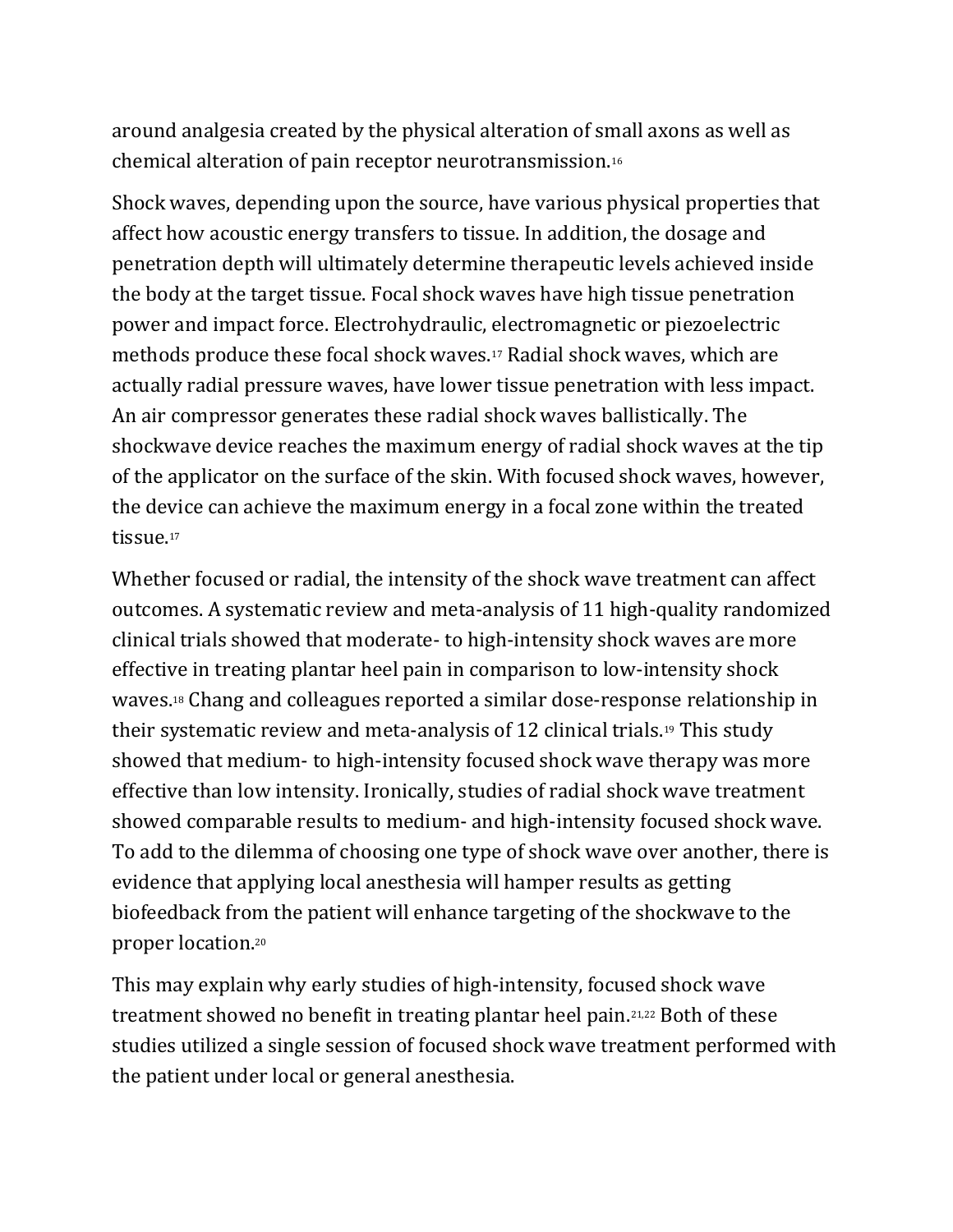around analgesia created by the physical alteration of small axons as well as chemical alteration of pain receptor neurotransmission.[16]

Shock waves, depending upon the source, have various physical properties that affect how acoustic energy transfers to tissue. In addition, the dosage and penetration depth will ultimately determine therapeutic levels achieved inside the body at the target tissue. Focal shock waves have high tissue penetration power and impact force. Electrohydraulic, electromagnetic or piezoelectric methods produce these focal shock waves.[17] Radial shock waves, which are actually radial pressure waves, have lower tissue penetration with less impact. An air compressor generates these radial shock waves ballistically. The shockwave device reaches the maximum energy of radial shock waves at the tip of the applicator on the surface of the skin. With focused shock waves, however, the device can achieve the maximum energy in a focal zone within the treated tissue.[17]

Whether focused or radial, the intensity of the shock wave treatment can affect outcomes. A systematic review and meta-analysis of 11 high-quality randomized clinical trials showed that moderate- to high-intensity shock waves are more effective in treating plantar heel pain in comparison to low-intensity shock waves.[18] Chang and colleagues reported a similar dose-response relationship in their systematic review and meta-analysis of 12 clinical trials.[19] This study showed that medium- to high-intensity focused shock wave therapy was more effective than low intensity. Ironically, studies of radial shock wave treatment showed comparable results to medium- and high-intensity focused shock wave. To add to the dilemma of choosing one type of shock wave over another, there is evidence that applying local anesthesia will hamper results as getting biofeedback from the patient will enhance targeting of the shockwave to the proper location.[20]

This may explain why early studies of high-intensity, focused shock wave treatment showed no benefit in treating plantar heel pain.[21,22] Both of these studies utilized a single session of focused shock wave treatment performed with the patient under local or general anesthesia.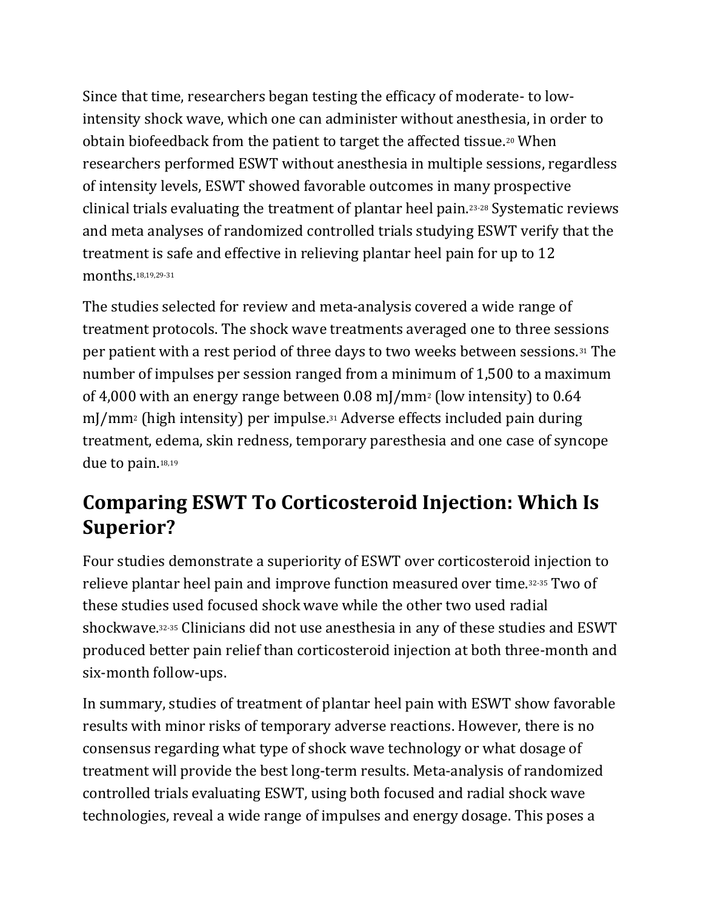Since that time, researchers began testing the efficacy of moderate- to low-intensity shock wave, which one can administer without anesthesia, in order to obtain biofeedback from the patient to target the affected tissue.[20] When researchers performed ESWT without anesthesia in multiple sessions, regardless of intensity levels, ESWT showed favorable outcomes in many prospective clinical trials evaluating the treatment of plantar heel pain.[23-28] Systematic reviews and meta analyses of randomized controlled trials studying ESWT verify that the treatment is safe and effective in relieving plantar heel pain for up to 12 months.[18,19,29-31]

The studies selected for review and meta-analysis covered a wide range of treatment protocols. The shock wave treatments averaged one to three sessions per patient with a rest period of three days to two weeks between sessions.[31] The number of impulses per session ranged from a minimum of 1,500 to a maximum of 4,000 with an energy range between 0.08 mJ/mm$^2$ (low intensity) to 0.64 mJ/mm$^2$ (high intensity) per impulse.[31] Adverse effects included pain during treatment, edema, skin redness, temporary paresthesia and one case of syncope due to pain.[18,19]

## Comparing ESWT To Corticosteroid Injection: Which Is Superior?

Four studies demonstrate a superiority of ESWT over corticosteroid injection to relieve plantar heel pain and improve function measured over time.[32-35] Two of these studies used focused shock wave while the other two used radial shockwave.[32-35] Clinicians did not use anesthesia in any of these studies and ESWT produced better pain relief than corticosteroid injection at both three-month and six-month follow-ups.

In summary, studies of treatment of plantar heel pain with ESWT show favorable results with minor risks of temporary adverse reactions. However, there is no consensus regarding what type of shock wave technology or what dosage of treatment will provide the best long-term results. Meta-analysis of randomized controlled trials evaluating ESWT, using both focused and radial shock wave technologies, reveal a wide range of impulses and energy dosage. This poses a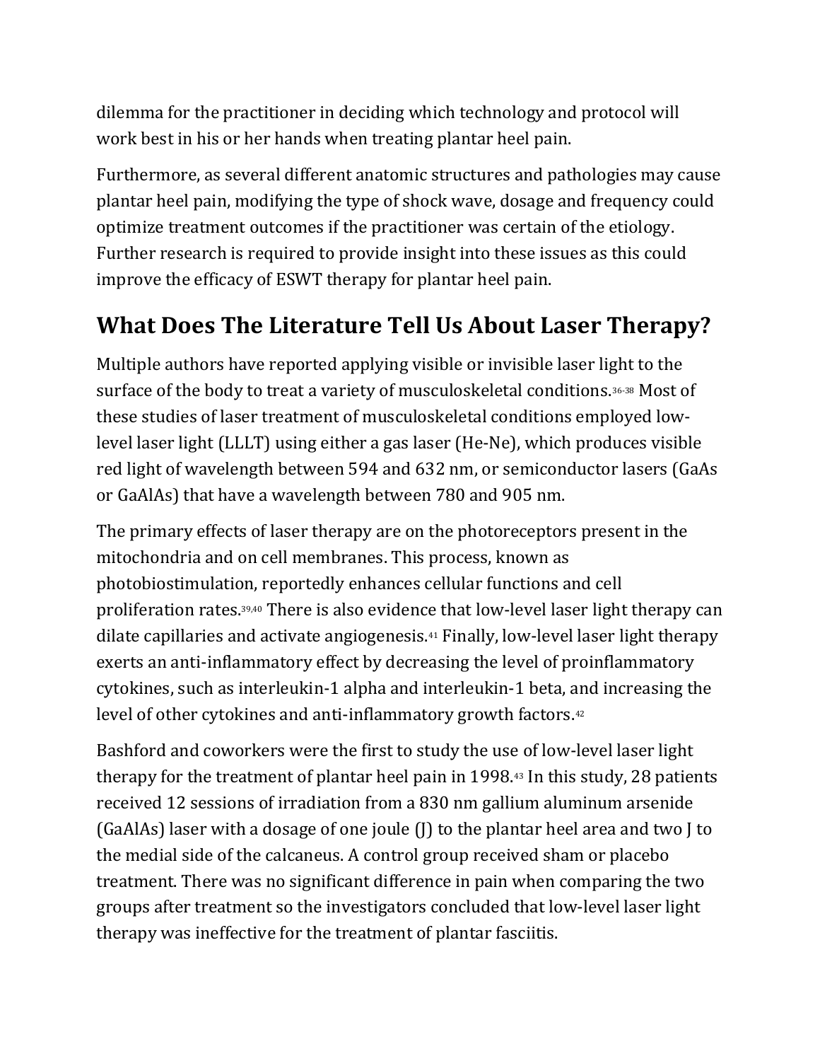dilemma for the practitioner in deciding which technology and protocol will work best in his or her hands when treating plantar heel pain.

Furthermore, as several different anatomic structures and pathologies may cause plantar heel pain, modifying the type of shock wave, dosage and frequency could optimize treatment outcomes if the practitioner was certain of the etiology. Further research is required to provide insight into these issues as this could improve the efficacy of ESWT therapy for plantar heel pain.

## What Does The Literature Tell Us About Laser Therapy?

Multiple authors have reported applying visible or invisible laser light to the surface of the body to treat a variety of musculoskeletal conditions.[36-38] Most of these studies of laser treatment of musculoskeletal conditions employed low-level laser light (LLLT) using either a gas laser (He-Ne), which produces visible red light of wavelength between 594 and 632 nm, or semiconductor lasers (GaAs or GaAlAs) that have a wavelength between 780 and 905 nm.

The primary effects of laser therapy are on the photoreceptors present in the mitochondria and on cell membranes. This process, known as photobiostimulation, reportedly enhances cellular functions and cell proliferation rates.[39,40] There is also evidence that low-level laser light therapy can dilate capillaries and activate angiogenesis.[41] Finally, low-level laser light therapy exerts an anti-inflammatory effect by decreasing the level of proinflammatory cytokines, such as interleukin-1 alpha and interleukin-1 beta, and increasing the level of other cytokines and anti-inflammatory growth factors.[42]

Bashford and coworkers were the first to study the use of low-level laser light therapy for the treatment of plantar heel pain in 1998.[43] In this study, 28 patients received 12 sessions of irradiation from a 830 nm gallium aluminum arsenide (GaAlAs) laser with a dosage of one joule (J) to the plantar heel area and two J to the medial side of the calcaneus. A control group received sham or placebo treatment. There was no significant difference in pain when comparing the two groups after treatment so the investigators concluded that low-level laser light therapy was ineffective for the treatment of plantar fasciitis.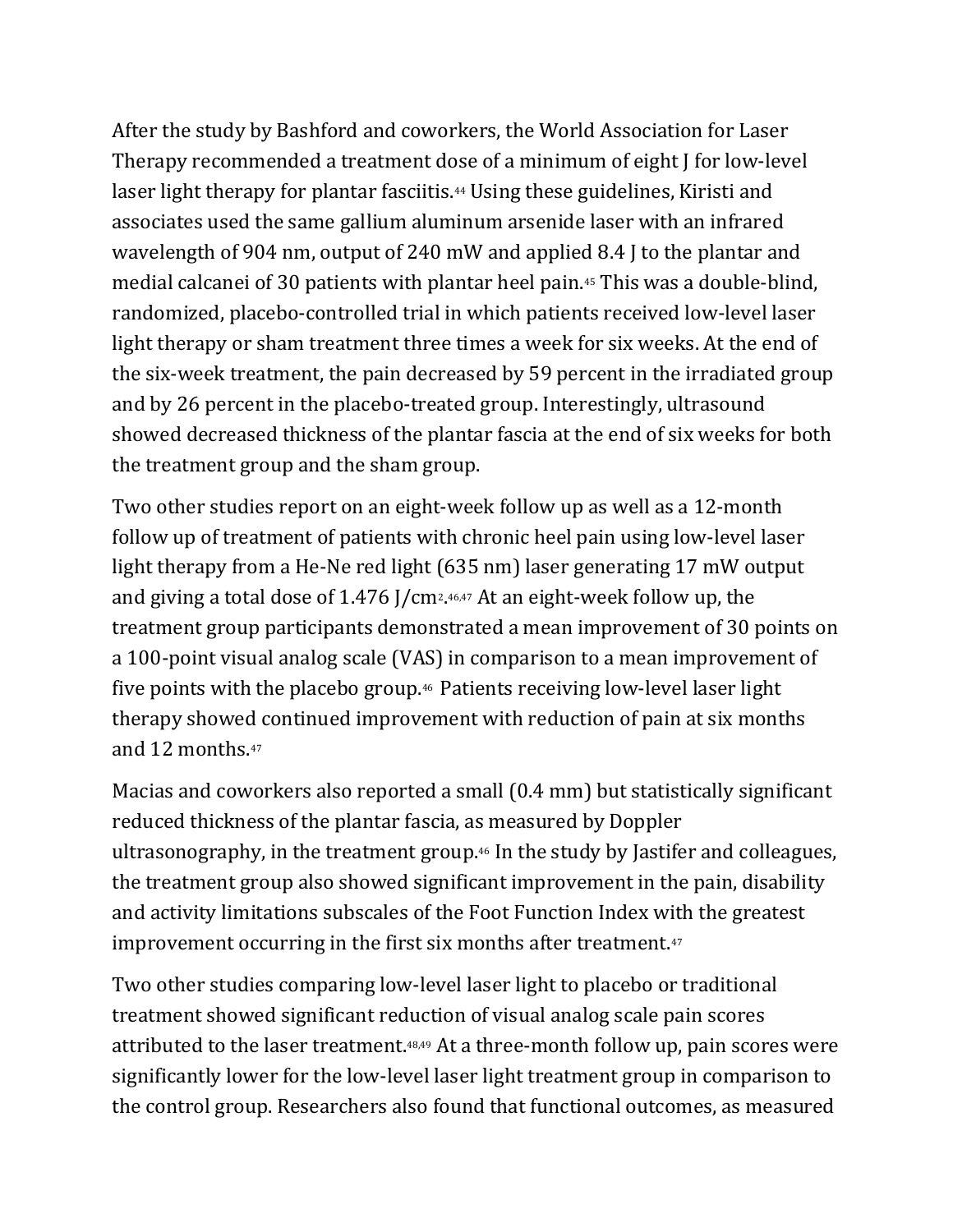After the study by Bashford and coworkers, the World Association for Laser Therapy recommended a treatment dose of a minimum of eight J for low-level laser light therapy for plantar fasciitis.[44] Using these guidelines, Kiristi and associates used the same gallium aluminum arsenide laser with an infrared wavelength of 904 nm, output of 240 mW and applied 8.4 J to the plantar and medial calcanei of 30 patients with plantar heel pain.[45] This was a double-blind, randomized, placebo-controlled trial in which patients received low-level laser light therapy or sham treatment three times a week for six weeks. At the end of the six-week treatment, the pain decreased by 59 percent in the irradiated group and by 26 percent in the placebo-treated group. Interestingly, ultrasound showed decreased thickness of the plantar fascia at the end of six weeks for both the treatment group and the sham group.

Two other studies report on an eight-week follow up as well as a 12-month follow up of treatment of patients with chronic heel pain using low-level laser light therapy from a He-Ne red light (635 nm) laser generating 17 mW output and giving a total dose of 1.476 J/cm$^2$.[46,47] At an eight-week follow up, the treatment group participants demonstrated a mean improvement of 30 points on a 100-point visual analog scale (VAS) in comparison to a mean improvement of five points with the placebo group.[46] Patients receiving low-level laser light therapy showed continued improvement with reduction of pain at six months and 12 months.[47]

Macias and coworkers also reported a small (0.4 mm) but statistically significant reduced thickness of the plantar fascia, as measured by Doppler ultrasonography, in the treatment group.[46] In the study by Jastifer and colleagues, the treatment group also showed significant improvement in the pain, disability and activity limitations subscales of the Foot Function Index with the greatest improvement occurring in the first six months after treatment.[47]

Two other studies comparing low-level laser light to placebo or traditional treatment showed significant reduction of visual analog scale pain scores attributed to the laser treatment.[48,49] At a three-month follow up, pain scores were significantly lower for the low-level laser light treatment group in comparison to the control group. Researchers also found that functional outcomes, as measured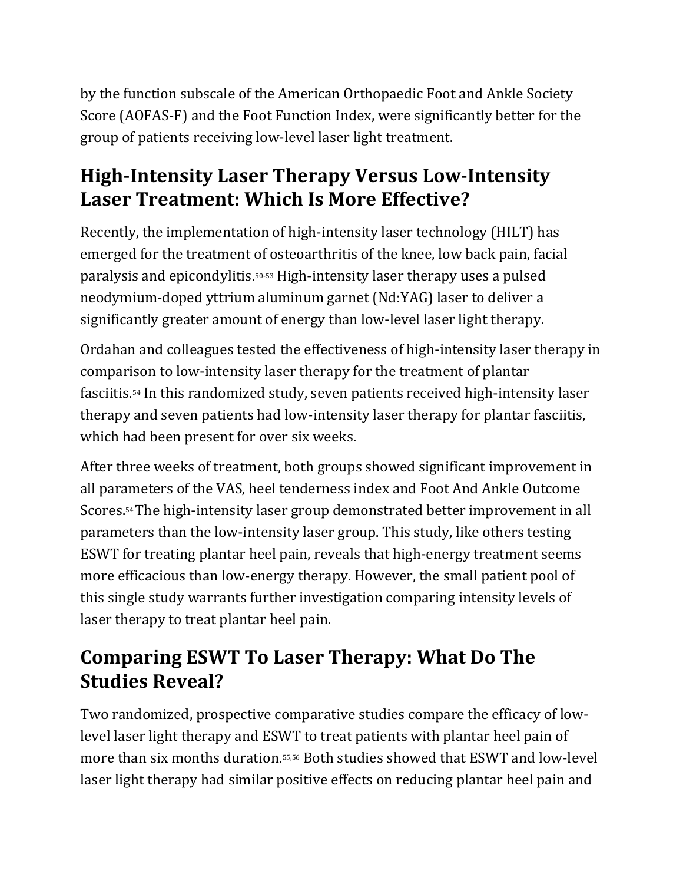by the function subscale of the American Orthopaedic Foot and Ankle Society Score (AOFAS-F) and the Foot Function Index, were significantly better for the group of patients receiving low-level laser light treatment.

## High-Intensity Laser Therapy Versus Low-Intensity Laser Treatment: Which Is More Effective?

Recently, the implementation of high-intensity laser technology (HILT) has emerged for the treatment of osteoarthritis of the knee, low back pain, facial paralysis and epicondylitis.[50-53] High-intensity laser therapy uses a pulsed neodymium-doped yttrium aluminum garnet (Nd:YAG) laser to deliver a significantly greater amount of energy than low-level laser light therapy.

Ordahan and colleagues tested the effectiveness of high-intensity laser therapy in comparison to low-intensity laser therapy for the treatment of plantar fasciitis.[54] In this randomized study, seven patients received high-intensity laser therapy and seven patients had low-intensity laser therapy for plantar fasciitis, which had been present for over six weeks.

After three weeks of treatment, both groups showed significant improvement in all parameters of the VAS, heel tenderness index and Foot And Ankle Outcome Scores.[54] The high-intensity laser group demonstrated better improvement in all parameters than the low-intensity laser group. This study, like others testing ESWT for treating plantar heel pain, reveals that high-energy treatment seems more efficacious than low-energy therapy. However, the small patient pool of this single study warrants further investigation comparing intensity levels of laser therapy to treat plantar heel pain.

## Comparing ESWT To Laser Therapy: What Do The Studies Reveal?

Two randomized, prospective comparative studies compare the efficacy of low-level laser light therapy and ESWT to treat patients with plantar heel pain of more than six months duration.[55,56] Both studies showed that ESWT and low-level laser light therapy had similar positive effects on reducing plantar heel pain and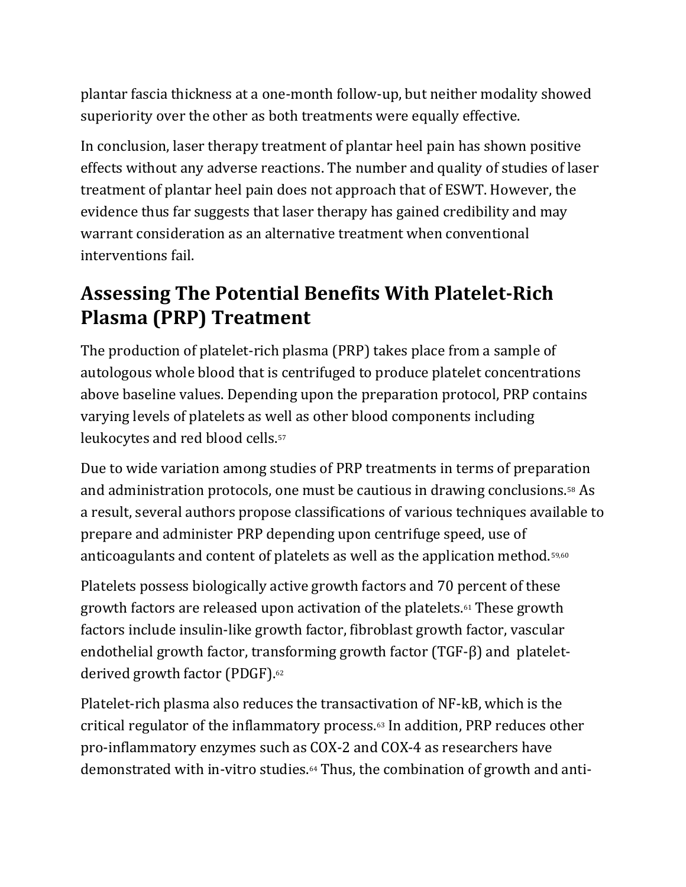plantar fascia thickness at a one-month follow-up, but neither modality showed superiority over the other as both treatments were equally effective.

In conclusion, laser therapy treatment of plantar heel pain has shown positive effects without any adverse reactions. The number and quality of studies of laser treatment of plantar heel pain does not approach that of ESWT. However, the evidence thus far suggests that laser therapy has gained credibility and may warrant consideration as an alternative treatment when conventional interventions fail.

## Assessing The Potential Benefits With Platelet-Rich Plasma (PRP) Treatment

The production of platelet-rich plasma (PRP) takes place from a sample of autologous whole blood that is centrifuged to produce platelet concentrations above baseline values. Depending upon the preparation protocol, PRP contains varying levels of platelets as well as other blood components including leukocytes and red blood cells.[57]

Due to wide variation among studies of PRP treatments in terms of preparation and administration protocols, one must be cautious in drawing conclusions.[58] As a result, several authors propose classifications of various techniques available to prepare and administer PRP depending upon centrifuge speed, use of anticoagulants and content of platelets as well as the application method.[59,60]

Platelets possess biologically active growth factors and 70 percent of these growth factors are released upon activation of the platelets.[61] These growth factors include insulin-like growth factor, fibroblast growth factor, vascular endothelial growth factor, transforming growth factor (TGF-β) and platelet-derived growth factor (PDGF).[62]

Platelet-rich plasma also reduces the transactivation of NF-kB, which is the critical regulator of the inflammatory process.[63] In addition, PRP reduces other pro-inflammatory enzymes such as COX-2 and COX-4 as researchers have demonstrated with in-vitro studies.[64] Thus, the combination of growth and anti-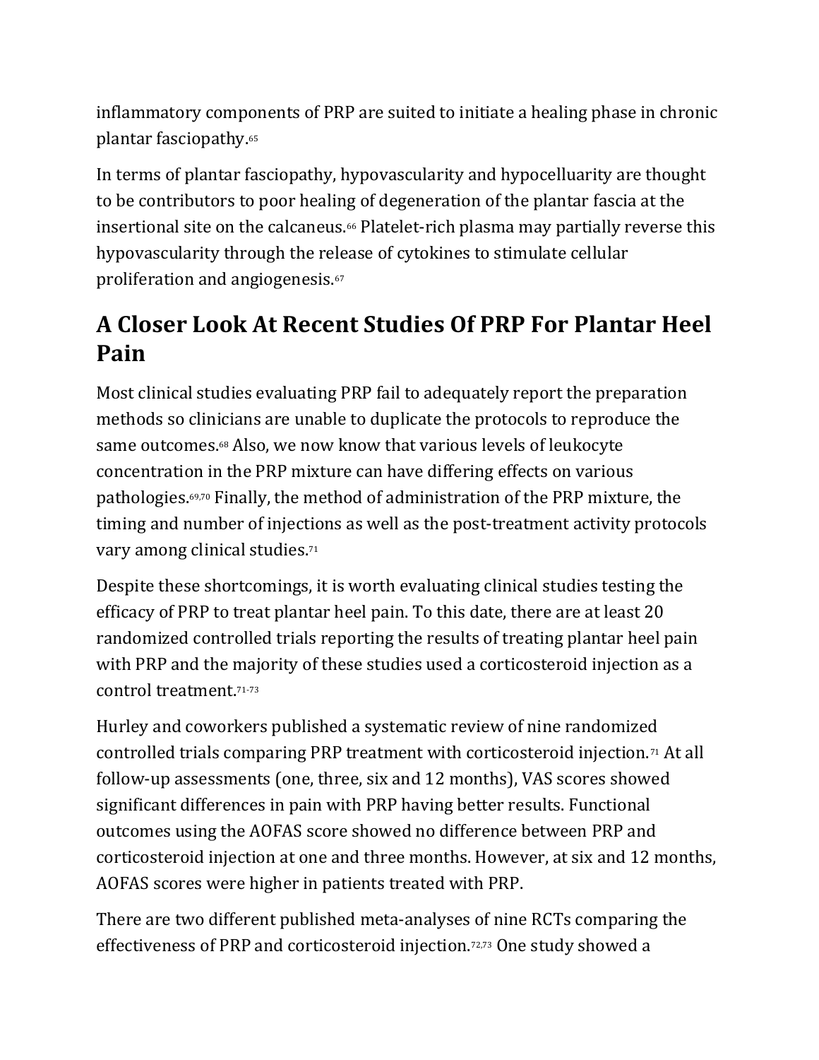inflammatory components of PRP are suited to initiate a healing phase in chronic plantar fasciopathy.[65]

In terms of plantar fasciopathy, hypovascularity and hypocelluarity are thought to be contributors to poor healing of degeneration of the plantar fascia at the insertional site on the calcaneus.[66] Platelet-rich plasma may partially reverse this hypovascularity through the release of cytokines to stimulate cellular proliferation and angiogenesis.[67]

## A Closer Look At Recent Studies Of PRP For Plantar Heel Pain

Most clinical studies evaluating PRP fail to adequately report the preparation methods so clinicians are unable to duplicate the protocols to reproduce the same outcomes.[68] Also, we now know that various levels of leukocyte concentration in the PRP mixture can have differing effects on various pathologies.[69,70] Finally, the method of administration of the PRP mixture, the timing and number of injections as well as the post-treatment activity protocols vary among clinical studies.[71]

Despite these shortcomings, it is worth evaluating clinical studies testing the efficacy of PRP to treat plantar heel pain. To this date, there are at least 20 randomized controlled trials reporting the results of treating plantar heel pain with PRP and the majority of these studies used a corticosteroid injection as a control treatment.[71-73]

Hurley and coworkers published a systematic review of nine randomized controlled trials comparing PRP treatment with corticosteroid injection.[71] At all follow-up assessments (one, three, six and 12 months), VAS scores showed significant differences in pain with PRP having better results. Functional outcomes using the AOFAS score showed no difference between PRP and corticosteroid injection at one and three months. However, at six and 12 months, AOFAS scores were higher in patients treated with PRP.

There are two different published meta-analyses of nine RCTs comparing the effectiveness of PRP and corticosteroid injection.[72,73] One study showed a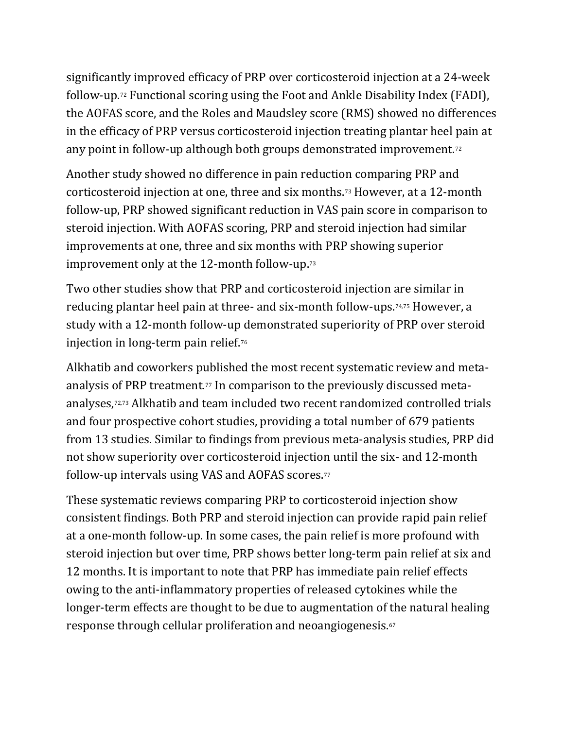significantly improved efficacy of PRP over corticosteroid injection at a 24-week follow-up.[72] Functional scoring using the Foot and Ankle Disability Index (FADI), the AOFAS score, and the Roles and Maudsley score (RMS) showed no differences in the efficacy of PRP versus corticosteroid injection treating plantar heel pain at any point in follow-up although both groups demonstrated improvement.[72]

Another study showed no difference in pain reduction comparing PRP and corticosteroid injection at one, three and six months.[73] However, at a 12-month follow-up, PRP showed significant reduction in VAS pain score in comparison to steroid injection. With AOFAS scoring, PRP and steroid injection had similar improvements at one, three and six months with PRP showing superior improvement only at the 12-month follow-up.[73]

Two other studies show that PRP and corticosteroid injection are similar in reducing plantar heel pain at three- and six-month follow-ups.[74,75] However, a study with a 12-month follow-up demonstrated superiority of PRP over steroid injection in long-term pain relief.[76]

Alkhatib and coworkers published the most recent systematic review and meta-analysis of PRP treatment.[77] In comparison to the previously discussed meta-analyses,[72,73] Alkhatib and team included two recent randomized controlled trials and four prospective cohort studies, providing a total number of 679 patients from 13 studies. Similar to findings from previous meta-analysis studies, PRP did not show superiority over corticosteroid injection until the six- and 12-month follow-up intervals using VAS and AOFAS scores.[77]

These systematic reviews comparing PRP to corticosteroid injection show consistent findings. Both PRP and steroid injection can provide rapid pain relief at a one-month follow-up. In some cases, the pain relief is more profound with steroid injection but over time, PRP shows better long-term pain relief at six and 12 months. It is important to note that PRP has immediate pain relief effects owing to the anti-inflammatory properties of released cytokines while the longer-term effects are thought to be due to augmentation of the natural healing response through cellular proliferation and neoangiogenesis.[67]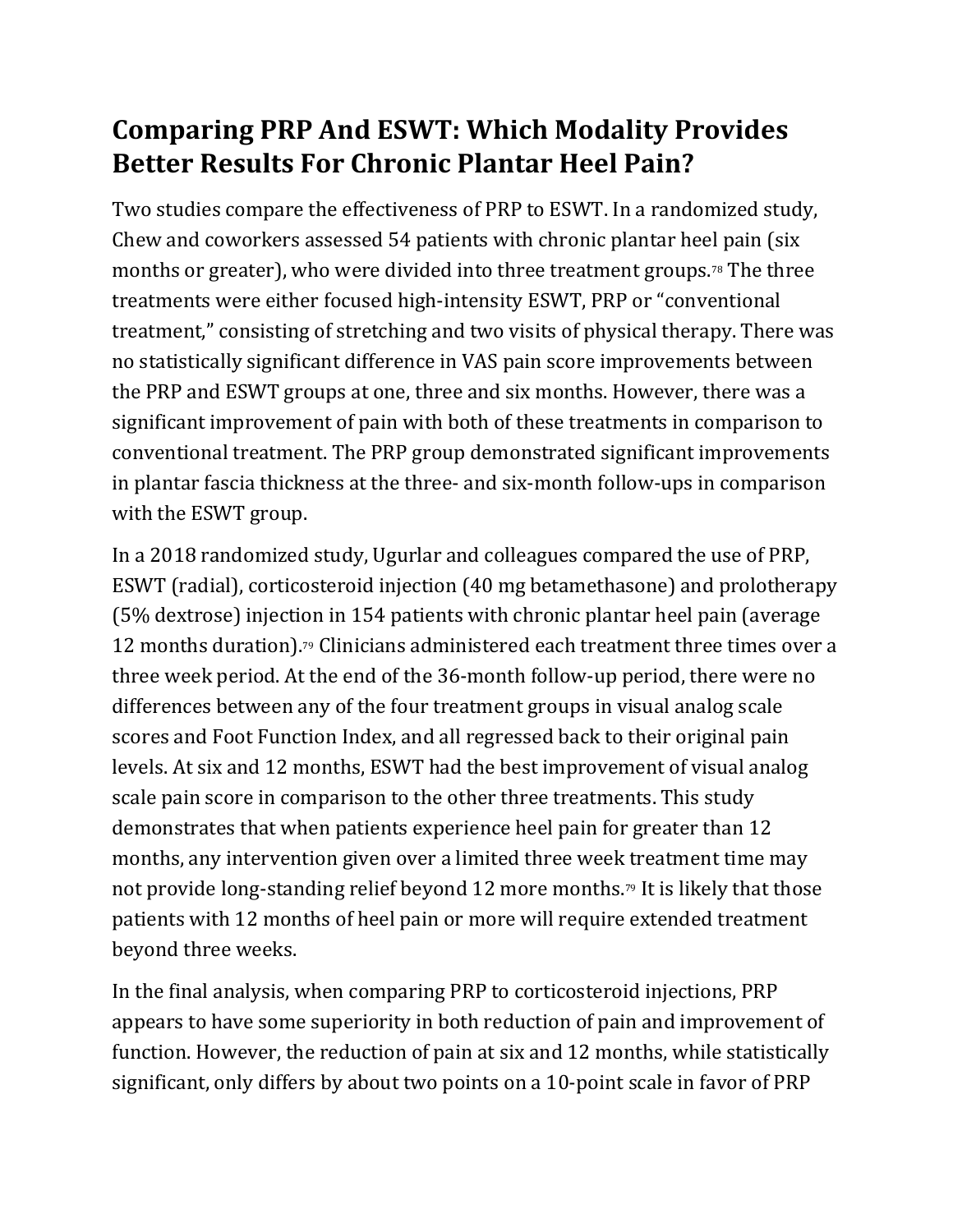## Comparing PRP And ESWT: Which Modality Provides Better Results For Chronic Plantar Heel Pain?

Two studies compare the effectiveness of PRP to ESWT. In a randomized study, Chew and coworkers assessed 54 patients with chronic plantar heel pain (six months or greater), who were divided into three treatment groups.[78] The three treatments were either focused high-intensity ESWT, PRP or "conventional treatment," consisting of stretching and two visits of physical therapy. There was no statistically significant difference in VAS pain score improvements between the PRP and ESWT groups at one, three and six months. However, there was a significant improvement of pain with both of these treatments in comparison to conventional treatment. The PRP group demonstrated significant improvements in plantar fascia thickness at the three- and six-month follow-ups in comparison with the ESWT group.

In a 2018 randomized study, Ugurlar and colleagues compared the use of PRP, ESWT (radial), corticosteroid injection (40 mg betamethasone) and prolotherapy (5% dextrose) injection in 154 patients with chronic plantar heel pain (average 12 months duration).[79] Clinicians administered each treatment three times over a three week period. At the end of the 36-month follow-up period, there were no differences between any of the four treatment groups in visual analog scale scores and Foot Function Index, and all regressed back to their original pain levels. At six and 12 months, ESWT had the best improvement of visual analog scale pain score in comparison to the other three treatments. This study demonstrates that when patients experience heel pain for greater than 12 months, any intervention given over a limited three week treatment time may not provide long-standing relief beyond 12 more months.[79] It is likely that those patients with 12 months of heel pain or more will require extended treatment beyond three weeks.

In the final analysis, when comparing PRP to corticosteroid injections, PRP appears to have some superiority in both reduction of pain and improvement of function. However, the reduction of pain at six and 12 months, while statistically significant, only differs by about two points on a 10-point scale in favor of PRP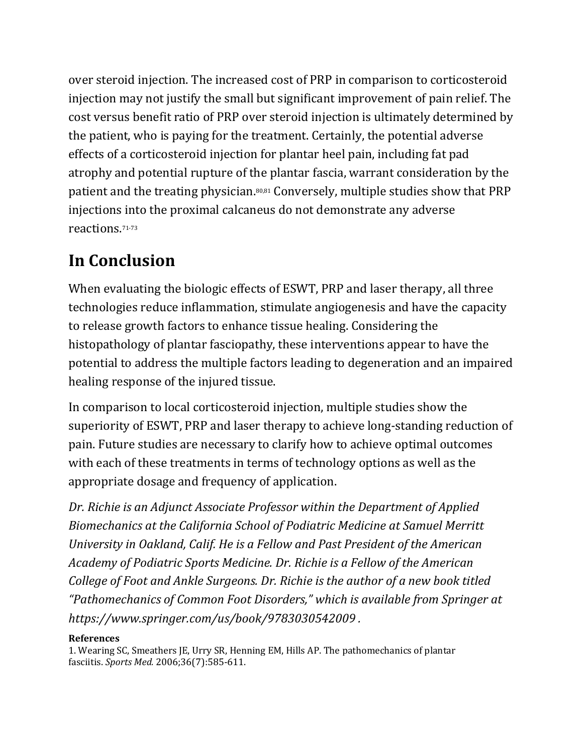over steroid injection. The increased cost of PRP in comparison to corticosteroid injection may not justify the small but significant improvement of pain relief. The cost versus benefit ratio of PRP over steroid injection is ultimately determined by the patient, who is paying for the treatment. Certainly, the potential adverse effects of a corticosteroid injection for plantar heel pain, including fat pad atrophy and potential rupture of the plantar fascia, warrant consideration by the patient and the treating physician.[80,81] Conversely, multiple studies show that PRP injections into the proximal calcaneus do not demonstrate any adverse reactions.[71-73]

# In Conclusion

When evaluating the biologic effects of ESWT, PRP and laser therapy, all three technologies reduce inflammation, stimulate angiogenesis and have the capacity to release growth factors to enhance tissue healing. Considering the histopathology of plantar fasciopathy, these interventions appear to have the potential to address the multiple factors leading to degeneration and an impaired healing response of the injured tissue.

In comparison to local corticosteroid injection, multiple studies show the superiority of ESWT, PRP and laser therapy to achieve long-standing reduction of pain. Future studies are necessary to clarify how to achieve optimal outcomes with each of these treatments in terms of technology options as well as the appropriate dosage and frequency of application.

*Dr. Richie is an Adjunct Associate Professor within the Department of Applied Biomechanics at the California School of Podiatric Medicine at Samuel Merritt University in Oakland, Calif. He is a Fellow and Past President of the American Academy of Podiatric Sports Medicine. Dr. Richie is a Fellow of the American College of Foot and Ankle Surgeons. Dr. Richie is the author of a new book titled "Pathomechanics of Common Foot Disorders," which is available from Springer at https://www.springer.com/us/book/9783030542009 .*

**References**

1. Wearing SC, Smeathers JE, Urry SR, Henning EM, Hills AP. The pathomechanics of plantar fasciitis. *Sports Med.* 2006;36(7):585-611.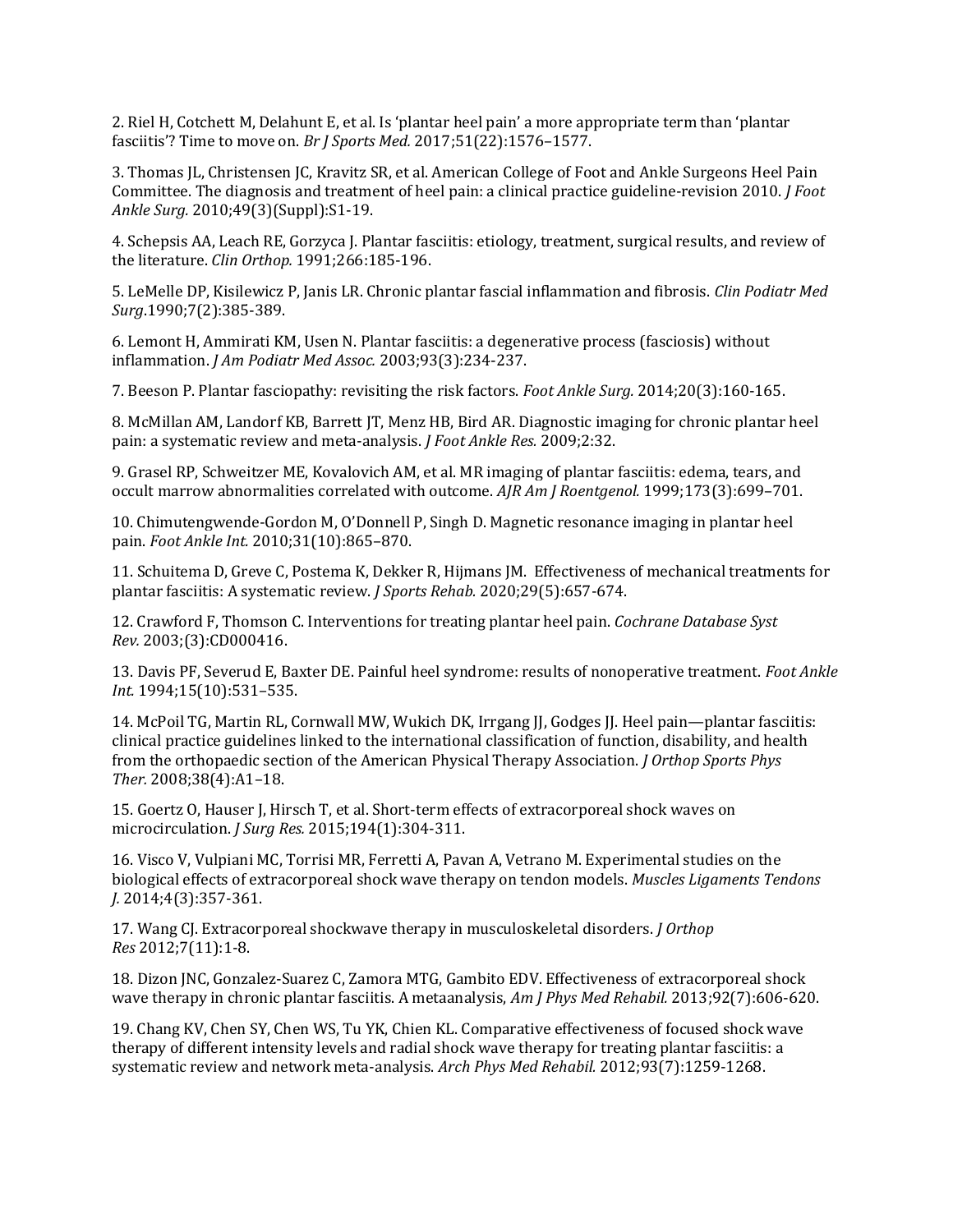2. Riel H, Cotchett M, Delahunt E, et al. Is 'plantar heel pain' a more appropriate term than 'plantar fasciitis'? Time to move on. *Br J Sports Med.* 2017;51(22):1576–1577.

3. Thomas JL, Christensen JC, Kravitz SR, et al. American College of Foot and Ankle Surgeons Heel Pain Committee. The diagnosis and treatment of heel pain: a clinical practice guideline-revision 2010. *J Foot Ankle Surg.* 2010;49(3)(Suppl):S1-19.

4. Schepsis AA, Leach RE, Gorzyca J. Plantar fasciitis: etiology, treatment, surgical results, and review of the literature. *Clin Orthop.* 1991;266:185-196.

5. LeMelle DP, Kisilewicz P, Janis LR. Chronic plantar fascial inflammation and fibrosis. *Clin Podiatr Med Surg*.1990;7(2):385-389.

6. Lemont H, Ammirati KM, Usen N. Plantar fasciitis: a degenerative process (fasciosis) without inflammation. *J Am Podiatr Med Assoc.* 2003;93(3):234-237.

7. Beeson P. Plantar fasciopathy: revisiting the risk factors. *Foot Ankle Surg.* 2014;20(3):160-165.

8. McMillan AM, Landorf KB, Barrett JT, Menz HB, Bird AR. Diagnostic imaging for chronic plantar heel pain: a systematic review and meta-analysis. *J Foot Ankle Res.* 2009;2:32.

9. Grasel RP, Schweitzer ME, Kovalovich AM, et al. MR imaging of plantar fasciitis: edema, tears, and occult marrow abnormalities correlated with outcome. *AJR Am J Roentgenol.* 1999;173(3):699–701.

10. Chimutengwende-Gordon M, O'Donnell P, Singh D. Magnetic resonance imaging in plantar heel pain. *Foot Ankle Int.* 2010;31(10):865–870.

11. Schuitema D, Greve C, Postema K, Dekker R, Hijmans JM. Effectiveness of mechanical treatments for plantar fasciitis: A systematic review. *J Sports Rehab.* 2020;29(5):657-674.

12. Crawford F, Thomson C. Interventions for treating plantar heel pain. *Cochrane Database Syst Rev.* 2003;(3):CD000416.

13. Davis PF, Severud E, Baxter DE. Painful heel syndrome: results of nonoperative treatment. *Foot Ankle Int.* 1994;15(10):531–535.

14. McPoil TG, Martin RL, Cornwall MW, Wukich DK, Irrgang JJ, Godges JJ. Heel pain—plantar fasciitis: clinical practice guidelines linked to the international classification of function, disability, and health from the orthopaedic section of the American Physical Therapy Association. *J Orthop Sports Phys Ther.* 2008;38(4):A1–18.

15. Goertz O, Hauser J, Hirsch T, et al. Short-term effects of extracorporeal shock waves on microcirculation. *J Surg Res.* 2015;194(1):304-311.

16. Visco V, Vulpiani MC, Torrisi MR, Ferretti A, Pavan A, Vetrano M. Experimental studies on the biological effects of extracorporeal shock wave therapy on tendon models. *Muscles Ligaments Tendons J.* 2014;4(3):357-361.

17. Wang CJ. Extracorporeal shockwave therapy in musculoskeletal disorders. *J Orthop Res* 2012;7(11):1-8.

18. Dizon JNC, Gonzalez-Suarez C, Zamora MTG, Gambito EDV. Effectiveness of extracorporeal shock wave therapy in chronic plantar fasciitis. A metaanalysis, *Am J Phys Med Rehabil.* 2013;92(7):606-620.

19. Chang KV, Chen SY, Chen WS, Tu YK, Chien KL. Comparative effectiveness of focused shock wave therapy of different intensity levels and radial shock wave therapy for treating plantar fasciitis: a systematic review and network meta-analysis. *Arch Phys Med Rehabil.* 2012;93(7):1259-1268.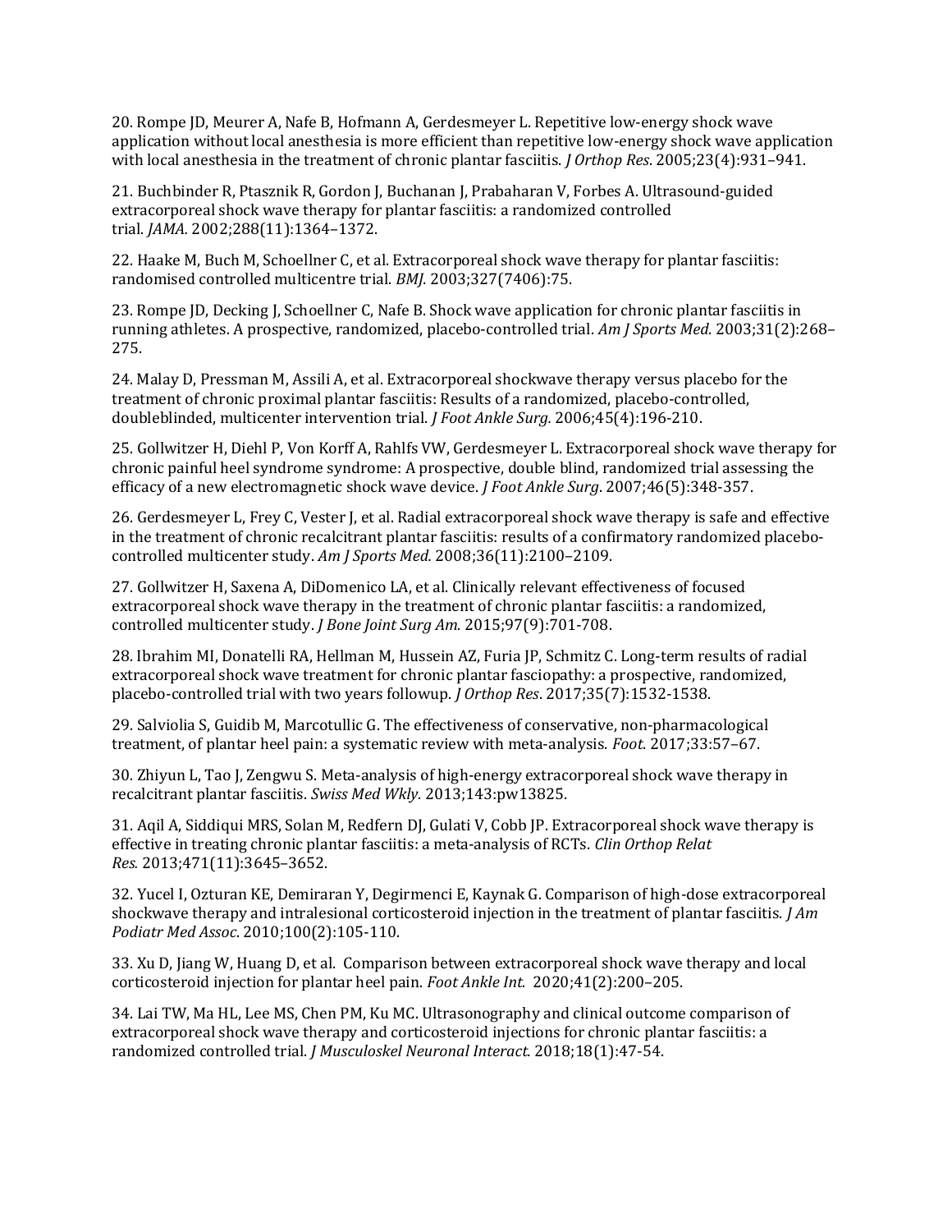20. Rompe JD, Meurer A, Nafe B, Hofmann A, Gerdesmeyer L. Repetitive low-energy shock wave application without local anesthesia is more efficient than repetitive low-energy shock wave application with local anesthesia in the treatment of chronic plantar fasciitis. *J Orthop Res*. 2005;23(4):931–941.

21. Buchbinder R, Ptasznik R, Gordon J, Buchanan J, Prabaharan V, Forbes A. Ultrasound-guided extracorporeal shock wave therapy for plantar fasciitis: a randomized controlled trial. *JAMA.* 2002;288(11):1364–1372.

22. Haake M, Buch M, Schoellner C, et al. Extracorporeal shock wave therapy for plantar fasciitis: randomised controlled multicentre trial. *BMJ.* 2003;327(7406):75.

23. Rompe JD, Decking J, Schoellner C, Nafe B. Shock wave application for chronic plantar fasciitis in running athletes. A prospective, randomized, placebo-controlled trial. *Am J Sports Med.* 2003;31(2):268–275.

24. Malay D, Pressman M, Assili A, et al. Extracorporeal shockwave therapy versus placebo for the treatment of chronic proximal plantar fasciitis: Results of a randomized, placebo-controlled, doubleblinded, multicenter intervention trial. *J Foot Ankle Surg.* 2006;45(4):196-210.

25. Gollwitzer H, Diehl P, Von Korff A, Rahlfs VW, Gerdesmeyer L. Extracorporeal shock wave therapy for chronic painful heel syndrome syndrome: A prospective, double blind, randomized trial assessing the efficacy of a new electromagnetic shock wave device. *J Foot Ankle Surg*. 2007;46(5):348-357.

26. Gerdesmeyer L, Frey C, Vester J, et al. Radial extracorporeal shock wave therapy is safe and effective in the treatment of chronic recalcitrant plantar fasciitis: results of a confirmatory randomized placebo-controlled multicenter study. *Am J Sports Med.* 2008;36(11):2100–2109.

27. Gollwitzer H, Saxena A, DiDomenico LA, et al. Clinically relevant effectiveness of focused extracorporeal shock wave therapy in the treatment of chronic plantar fasciitis: a randomized, controlled multicenter study. *J Bone Joint Surg Am.* 2015;97(9):701-708.

28. Ibrahim MI, Donatelli RA, Hellman M, Hussein AZ, Furia JP, Schmitz C. Long-term results of radial extracorporeal shock wave treatment for chronic plantar fasciopathy: a prospective, randomized, placebo-controlled trial with two years followup. *J Orthop Res*. 2017;35(7):1532-1538.

29. Salviolia S, Guidib M, Marcotullic G. The effectiveness of conservative, non-pharmacological treatment, of plantar heel pain: a systematic review with meta-analysis. *Foot*. 2017;33:57–67.

30. Zhiyun L, Tao J, Zengwu S. Meta-analysis of high-energy extracorporeal shock wave therapy in recalcitrant plantar fasciitis. *Swiss Med Wkly.* 2013;143:pw13825.

31. Aqil A, Siddiqui MRS, Solan M, Redfern DJ, Gulati V, Cobb JP. Extracorporeal shock wave therapy is effective in treating chronic plantar fasciitis: a meta-analysis of RCTs. *Clin Orthop Relat Res.* 2013;471(11):3645–3652.

32. Yucel I, Ozturan KE, Demiraran Y, Degirmenci E, Kaynak G. Comparison of high-dose extracorporeal shockwave therapy and intralesional corticosteroid injection in the treatment of plantar fasciitis. *J Am Podiatr Med Assoc*. 2010;100(2):105-110.

33. Xu D, Jiang W, Huang D, et al. Comparison between extracorporeal shock wave therapy and local corticosteroid injection for plantar heel pain. *Foot Ankle Int.* 2020;41(2):200–205.

34. Lai TW, Ma HL, Lee MS, Chen PM, Ku MC. Ultrasonography and clinical outcome comparison of extracorporeal shock wave therapy and corticosteroid injections for chronic plantar fasciitis: a randomized controlled trial. *J Musculoskel Neuronal Interact.* 2018;18(1):47-54.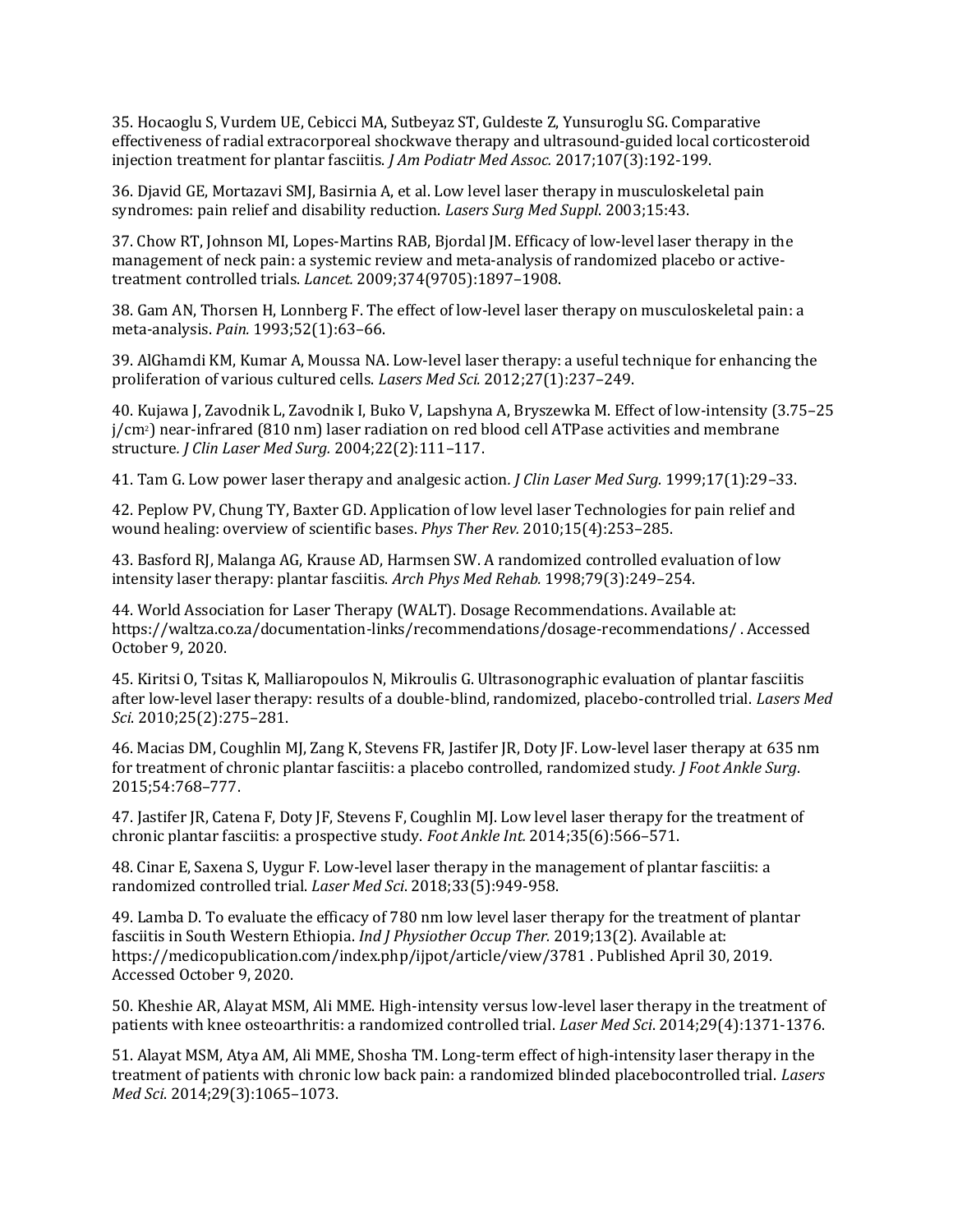35. Hocaoglu S, Vurdem UE, Cebicci MA, Sutbeyaz ST, Guldeste Z, Yunsuroglu SG. Comparative effectiveness of radial extracorporeal shockwave therapy and ultrasound-guided local corticosteroid injection treatment for plantar fasciitis. *J Am Podiatr Med Assoc.* 2017;107(3):192-199.

36. Djavid GE, Mortazavi SMJ, Basirnia A, et al. Low level laser therapy in musculoskeletal pain syndromes: pain relief and disability reduction. *Lasers Surg Med Suppl*. 2003;15:43.

37. Chow RT, Johnson MI, Lopes-Martins RAB, Bjordal JM. Efficacy of low-level laser therapy in the management of neck pain: a systemic review and meta-analysis of randomized placebo or active-treatment controlled trials. *Lancet.* 2009;374(9705):1897–1908.

38. Gam AN, Thorsen H, Lonnberg F. The effect of low-level laser therapy on musculoskeletal pain: a meta-analysis. *Pain.* 1993;52(1):63–66.

39. AlGhamdi KM, Kumar A, Moussa NA. Low-level laser therapy: a useful technique for enhancing the proliferation of various cultured cells. *Lasers Med Sci.* 2012;27(1):237–249.

40. Kujawa J, Zavodnik L, Zavodnik I, Buko V, Lapshyna A, Bryszewka M. Effect of low-intensity (3.75–25 j/$cm^2$) near-infrared (810 nm) laser radiation on red blood cell ATPase activities and membrane structure. *J Clin Laser Med Surg.* 2004;22(2):111–117.

41. Tam G. Low power laser therapy and analgesic action. *J Clin Laser Med Surg.* 1999;17(1):29–33.

42. Peplow PV, Chung TY, Baxter GD. Application of low level laser Technologies for pain relief and wound healing: overview of scientific bases. *Phys Ther Rev.* 2010;15(4):253–285.

43. Basford RJ, Malanga AG, Krause AD, Harmsen SW. A randomized controlled evaluation of low intensity laser therapy: plantar fasciitis. *Arch Phys Med Rehab.* 1998;79(3):249–254.

44. World Association for Laser Therapy (WALT). Dosage Recommendations. Available at: https://waltza.co.za/documentation-links/recommendations/dosage-recommendations/ . Accessed October 9, 2020.

45. Kiritsi O, Tsitas K, Malliaropoulos N, Mikroulis G. Ultrasonographic evaluation of plantar fasciitis after low-level laser therapy: results of a double-blind, randomized, placebo-controlled trial. *Lasers Med Sci.* 2010;25(2):275–281.

46. Macias DM, Coughlin MJ, Zang K, Stevens FR, Jastifer JR, Doty JF. Low-level laser therapy at 635 nm for treatment of chronic plantar fasciitis: a placebo controlled, randomized study. *J Foot Ankle Surg*. 2015;54:768–777.

47. Jastifer JR, Catena F, Doty JF, Stevens F, Coughlin MJ. Low level laser therapy for the treatment of chronic plantar fasciitis: a prospective study. *Foot Ankle Int.* 2014;35(6):566–571.

48. Cinar E, Saxena S, Uygur F. Low-level laser therapy in the management of plantar fasciitis: a randomized controlled trial. *Laser Med Sci*. 2018;33(5):949-958.

49. Lamba D. To evaluate the efficacy of 780 nm low level laser therapy for the treatment of plantar fasciitis in South Western Ethiopia. *Ind J Physiother Occup Ther.* 2019;13(2). Available at: https://medicopublication.com/index.php/ijpot/article/view/3781 . Published April 30, 2019. Accessed October 9, 2020.

50. Kheshie AR, Alayat MSM, Ali MME. High-intensity versus low-level laser therapy in the treatment of patients with knee osteoarthritis: a randomized controlled trial. *Laser Med Sci*. 2014;29(4):1371-1376.

51. Alayat MSM, Atya AM, Ali MME, Shosha TM. Long-term effect of high-intensity laser therapy in the treatment of patients with chronic low back pain: a randomized blinded placebocontrolled trial. *Lasers Med Sci*. 2014;29(3):1065–1073.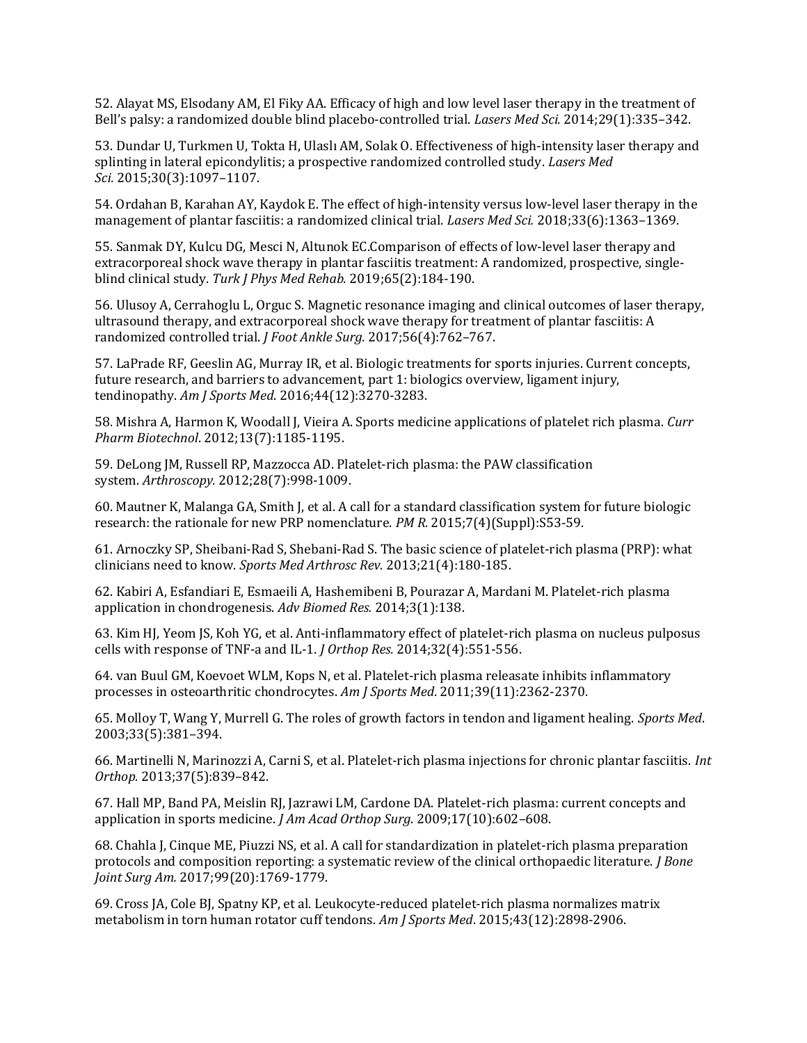52. Alayat MS, Elsodany AM, El Fiky AA. Efficacy of high and low level laser therapy in the treatment of Bell's palsy: a randomized double blind placebo-controlled trial. *Lasers Med Sci.* 2014;29(1):335–342.

53. Dundar U, Turkmen U, Tokta H, Ulaslı AM, Solak O. Effectiveness of high-intensity laser therapy and splinting in lateral epicondylitis; a prospective randomized controlled study. *Lasers Med Sci.* 2015;30(3):1097–1107.

54. Ordahan B, Karahan AY, Kaydok E. The effect of high-intensity versus low-level laser therapy in the management of plantar fasciitis: a randomized clinical trial. *Lasers Med Sci.* 2018;33(6):1363–1369.

55. Sanmak DY, Kulcu DG, Mesci N, Altunok EC.Comparison of effects of low-level laser therapy and extracorporeal shock wave therapy in plantar fasciitis treatment: A randomized, prospective, single-blind clinical study. *Turk J Phys Med Rehab.* 2019;65(2):184-190.

56. Ulusoy A, Cerrahoglu L, Orguc S. Magnetic resonance imaging and clinical outcomes of laser therapy, ultrasound therapy, and extracorporeal shock wave therapy for treatment of plantar fasciitis: A randomized controlled trial. *J Foot Ankle Surg.* 2017;56(4):762–767.

57. LaPrade RF, Geeslin AG, Murray IR, et al. Biologic treatments for sports injuries. Current concepts, future research, and barriers to advancement, part 1: biologics overview, ligament injury, tendinopathy. *Am J Sports Med*. 2016;44(12):3270-3283.

58. Mishra A, Harmon K, Woodall J, Vieira A. Sports medicine applications of platelet rich plasma. *Curr Pharm Biotechnol*. 2012;13(7):1185-1195.

59. DeLong JM, Russell RP, Mazzocca AD. Platelet-rich plasma: the PAW classification system. *Arthroscopy.* 2012;28(7):998-1009.

60. Mautner K, Malanga GA, Smith J, et al. A call for a standard classification system for future biologic research: the rationale for new PRP nomenclature. *PM R.* 2015;7(4)(Suppl):S53-59.

61. Arnoczky SP, Sheibani-Rad S, Shebani-Rad S. The basic science of platelet-rich plasma (PRP): what clinicians need to know. *Sports Med Arthrosc Rev.* 2013;21(4):180-185.

62. Kabiri A, Esfandiari E, Esmaeili A, Hashemibeni B, Pourazar A, Mardani M. Platelet-rich plasma application in chondrogenesis. *Adv Biomed Res.* 2014;3(1):138.

63. Kim HJ, Yeom JS, Koh YG, et al. Anti-inflammatory effect of platelet-rich plasma on nucleus pulposus cells with response of TNF-a and IL-1. *J Orthop Res.* 2014;32(4):551-556.

64. van Buul GM, Koevoet WLM, Kops N, et al. Platelet-rich plasma releasate inhibits inflammatory processes in osteoarthritic chondrocytes. *Am J Sports Med*. 2011;39(11):2362-2370.

65. Molloy T, Wang Y, Murrell G. The roles of growth factors in tendon and ligament healing. *Sports Med*. 2003;33(5):381–394.

66. Martinelli N, Marinozzi A, Carni S, et al. Platelet-rich plasma injections for chronic plantar fasciitis. *Int Orthop.* 2013;37(5):839–842.

67. Hall MP, Band PA, Meislin RJ, Jazrawi LM, Cardone DA. Platelet-rich plasma: current concepts and application in sports medicine. *J Am Acad Orthop Surg*. 2009;17(10):602–608.

68. Chahla J, Cinque ME, Piuzzi NS, et al. A call for standardization in platelet-rich plasma preparation protocols and composition reporting: a systematic review of the clinical orthopaedic literature. *J Bone Joint Surg Am.* 2017;99(20):1769-1779.

69. Cross JA, Cole BJ, Spatny KP, et al. Leukocyte-reduced platelet-rich plasma normalizes matrix metabolism in torn human rotator cuff tendons. *Am J Sports Med*. 2015;43(12):2898-2906.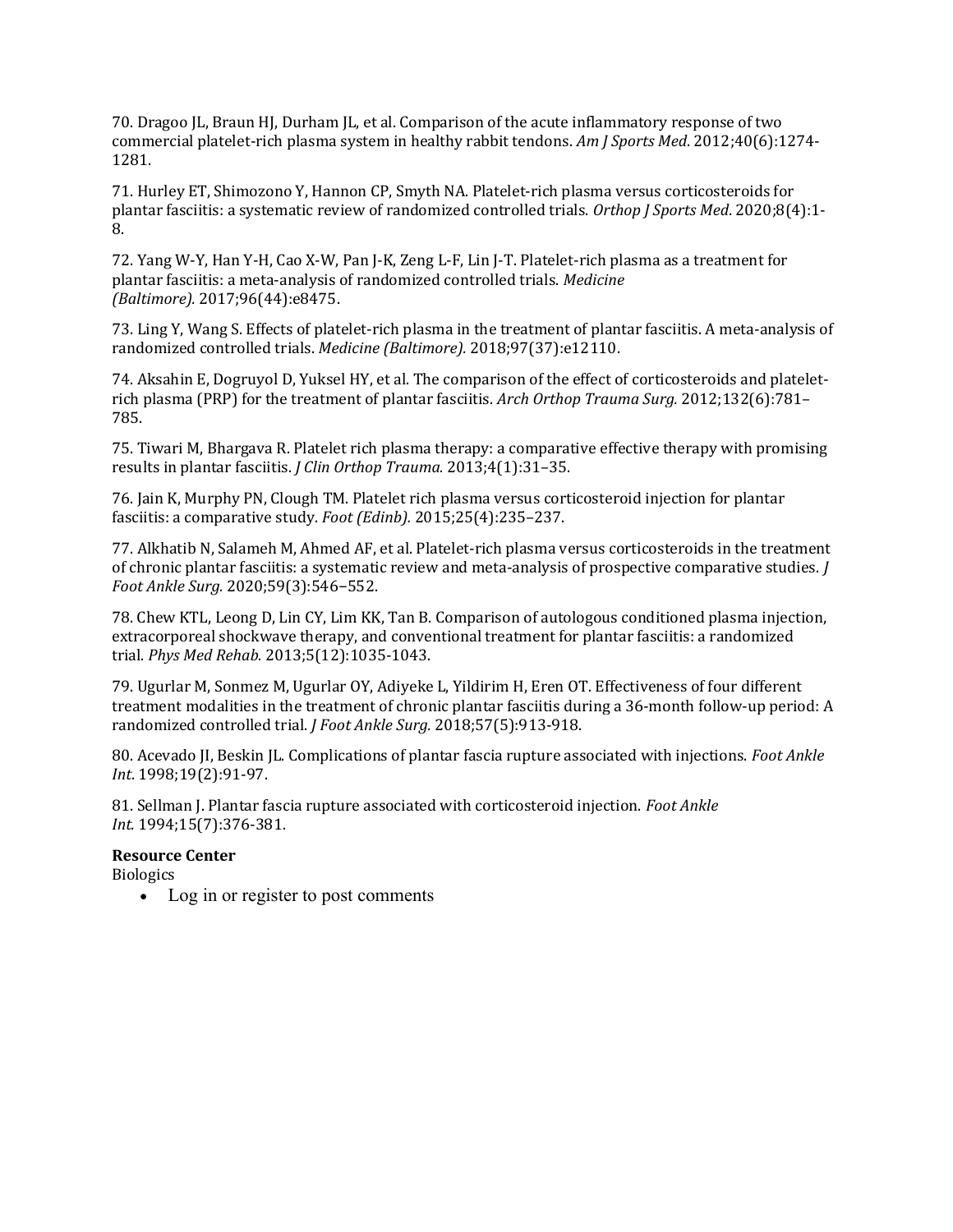70. Dragoo JL, Braun HJ, Durham JL, et al. Comparison of the acute inflammatory response of two commercial platelet-rich plasma system in healthy rabbit tendons. *Am J Sports Med*. 2012;40(6):1274-1281.

71. Hurley ET, Shimozono Y, Hannon CP, Smyth NA. Platelet-rich plasma versus corticosteroids for plantar fasciitis: a systematic review of randomized controlled trials. *Orthop J Sports Med*. 2020;8(4):1-8.

72. Yang W-Y, Han Y-H, Cao X-W, Pan J-K, Zeng L-F, Lin J-T. Platelet-rich plasma as a treatment for plantar fasciitis: a meta-analysis of randomized controlled trials. *Medicine (Baltimore).* 2017;96(44):e8475.

73. Ling Y, Wang S. Effects of platelet-rich plasma in the treatment of plantar fasciitis. A meta-analysis of randomized controlled trials. *Medicine (Baltimore).* 2018;97(37):e12110.

74. Aksahin E, Dogruyol D, Yuksel HY, et al. The comparison of the effect of corticosteroids and platelet-rich plasma (PRP) for the treatment of plantar fasciitis. *Arch Orthop Trauma Surg.* 2012;132(6):781–785.

75. Tiwari M, Bhargava R. Platelet rich plasma therapy: a comparative effective therapy with promising results in plantar fasciitis. *J Clin Orthop Trauma.* 2013;4(1):31–35.

76. Jain K, Murphy PN, Clough TM. Platelet rich plasma versus corticosteroid injection for plantar fasciitis: a comparative study. *Foot (Edinb).* 2015;25(4):235–237.

77. Alkhatib N, Salameh M, Ahmed AF, et al. Platelet-rich plasma versus corticosteroids in the treatment of chronic plantar fasciitis: a systematic review and meta-analysis of prospective comparative studies. *J Foot Ankle Surg.* 2020;59(3):546–552.

78. Chew KTL, Leong D, Lin CY, Lim KK, Tan B. Comparison of autologous conditioned plasma injection, extracorporeal shockwave therapy, and conventional treatment for plantar fasciitis: a randomized trial. *Phys Med Rehab.* 2013;5(12):1035-1043.

79. Ugurlar M, Sonmez M, Ugurlar OY, Adiyeke L, Yildirim H, Eren OT. Effectiveness of four different treatment modalities in the treatment of chronic plantar fasciitis during a 36-month follow-up period: A randomized controlled trial. *J Foot Ankle Surg.* 2018;57(5):913-918.

80. Acevado JI, Beskin JL. Complications of plantar fascia rupture associated with injections. *Foot Ankle Int*. 1998;19(2):91-97.

81. Sellman J. Plantar fascia rupture associated with corticosteroid injection. *Foot Ankle Int.* 1994;15(7):376-381.

**Resource Center**

Biologics

- Log in or register to post comments